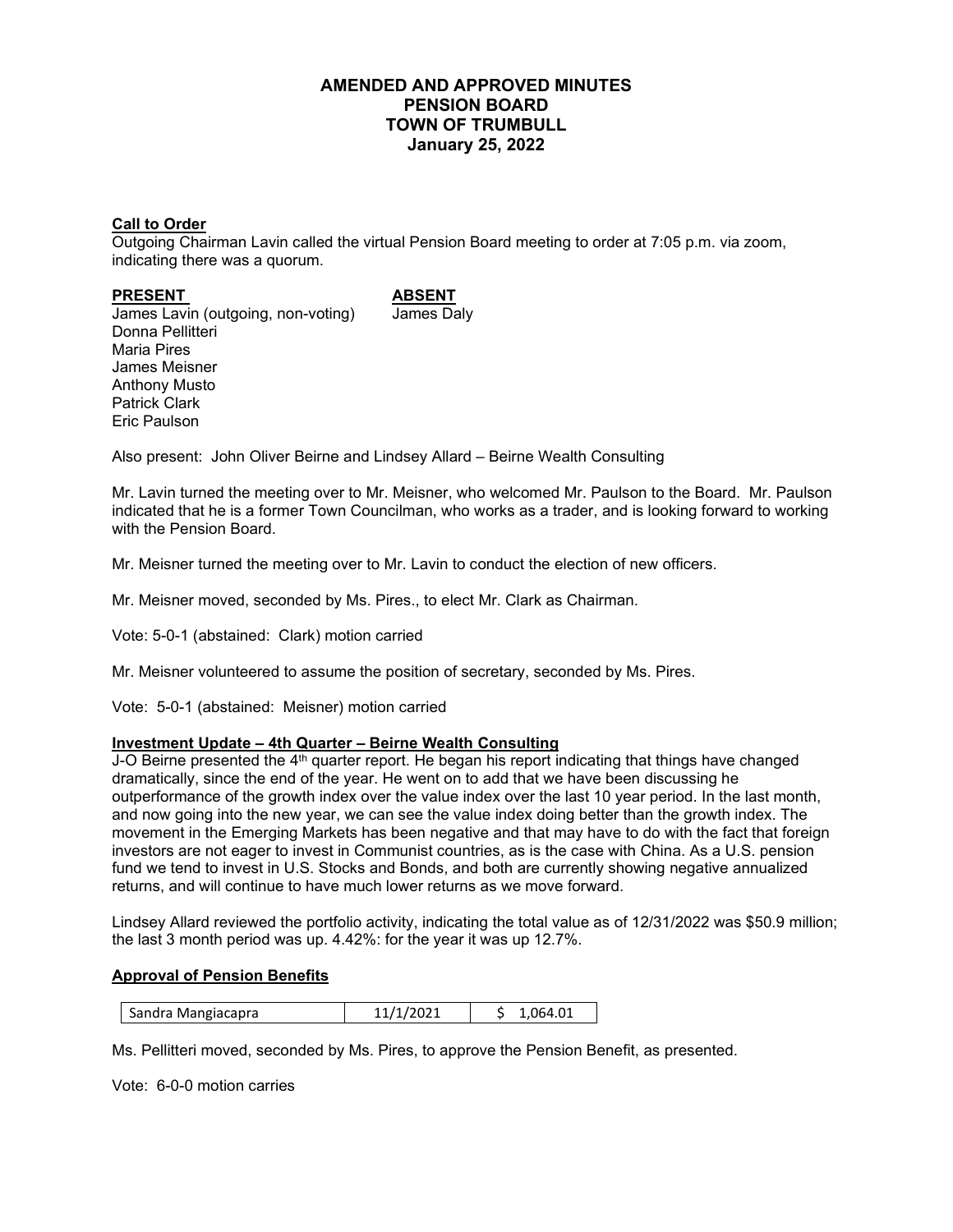# AMENDED AND APPROVED MINUTES
# PENSION BOARD
# TOWN OF TRUMBULL
# January 25, 2022

**Call to Order**

Outgoing Chairman Lavin called the virtual Pension Board meeting to order at 7:05 p.m. via zoom, indicating there was a quorum.

| **PRESENT** | **ABSENT** |
|---|---|
| James Lavin (outgoing, non-voting) | James Daly |
| Donna Pellitteri | |
| Maria Pires | |
| James Meisner | |
| Anthony Musto | |
| Patrick Clark | |
| Eric Paulson | |

Also present: John Oliver Beirne and Lindsey Allard – Beirne Wealth Consulting

Mr. Lavin turned the meeting over to Mr. Meisner, who welcomed Mr. Paulson to the Board. Mr. Paulson indicated that he is a former Town Councilman, who works as a trader, and is looking forward to working with the Pension Board.

Mr. Meisner turned the meeting over to Mr. Lavin to conduct the election of new officers.

Mr. Meisner moved, seconded by Ms. Pires., to elect Mr. Clark as Chairman.

Vote: 5-0-1 (abstained: Clark) motion carried

Mr. Meisner volunteered to assume the position of secretary, seconded by Ms. Pires.

Vote: 5-0-1 (abstained: Meisner) motion carried

**Investment Update – 4th Quarter – Beirne Wealth Consulting**

J-O Beirne presented the 4th quarter report. He began his report indicating that things have changed dramatically, since the end of the year. He went on to add that we have been discussing he outperformance of the growth index over the value index over the last 10 year period. In the last month, and now going into the new year, we can see the value index doing better than the growth index. The movement in the Emerging Markets has been negative and that may have to do with the fact that foreign investors are not eager to invest in Communist countries, as is the case with China. As a U.S. pension fund we tend to invest in U.S. Stocks and Bonds, and both are currently showing negative annualized returns, and will continue to have much lower returns as we move forward.

Lindsey Allard reviewed the portfolio activity, indicating the total value as of 12/31/2022 was $50.9 million; the last 3 month period was up. 4.42%: for the year it was up 12.7%.

**Approval of Pension Benefits**

| Sandra Mangiacapra | 11/1/2021 | $ 1,064.01 |
|---|---|---|

Ms. Pellitteri moved, seconded by Ms. Pires, to approve the Pension Benefit, as presented.

Vote: 6-0-0 motion carries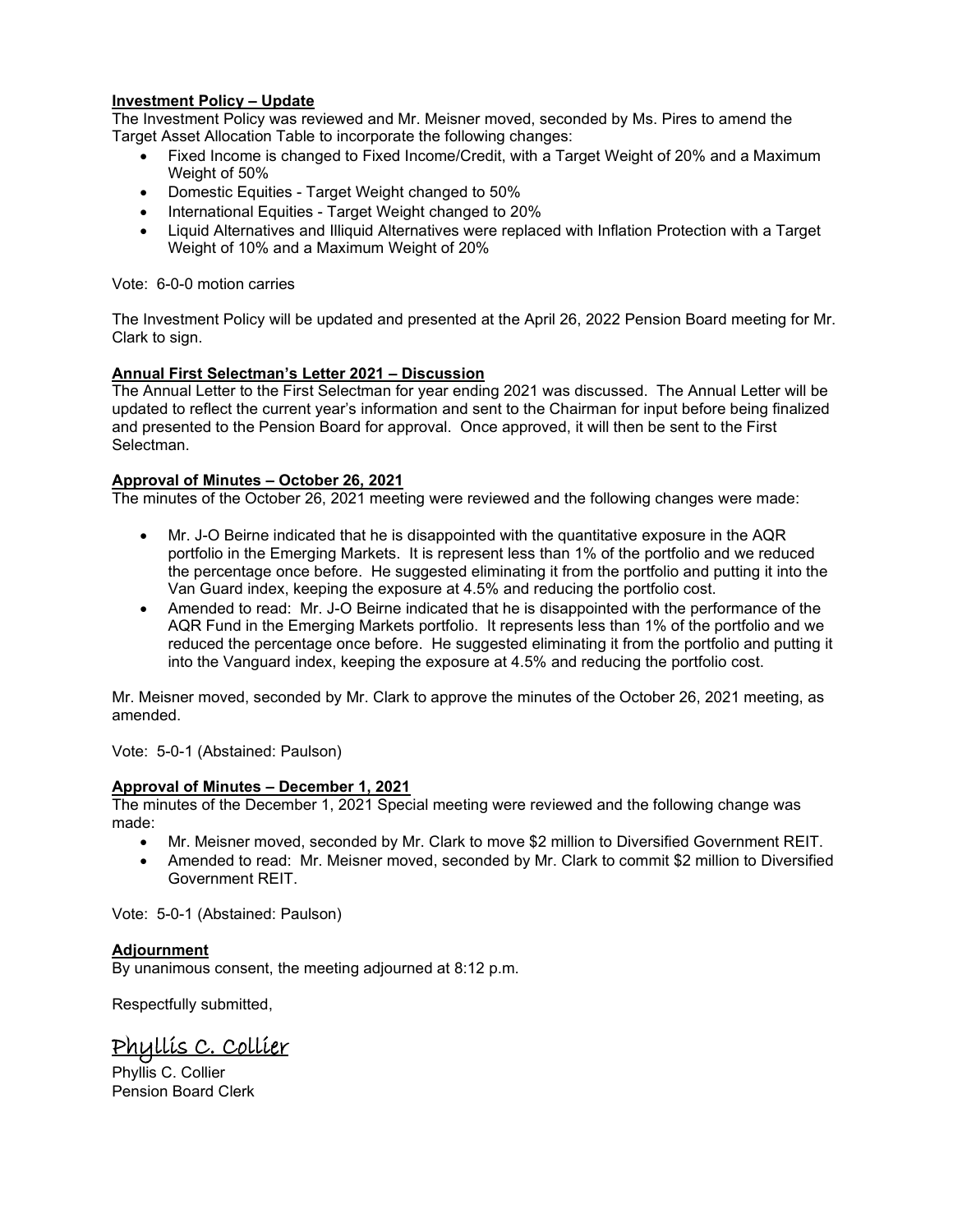**Investment Policy – Update**

The Investment Policy was reviewed and Mr. Meisner moved, seconded by Ms. Pires to amend the Target Asset Allocation Table to incorporate the following changes:

- Fixed Income is changed to Fixed Income/Credit, with a Target Weight of 20% and a Maximum Weight of 50%
- Domestic Equities - Target Weight changed to 50%
- International Equities - Target Weight changed to 20%
- Liquid Alternatives and Illiquid Alternatives were replaced with Inflation Protection with a Target Weight of 10% and a Maximum Weight of 20%

Vote: 6-0-0 motion carries

The Investment Policy will be updated and presented at the April 26, 2022 Pension Board meeting for Mr. Clark to sign.

**Annual First Selectman's Letter 2021 – Discussion**

The Annual Letter to the First Selectman for year ending 2021 was discussed. The Annual Letter will be updated to reflect the current year's information and sent to the Chairman for input before being finalized and presented to the Pension Board for approval. Once approved, it will then be sent to the First Selectman.

**Approval of Minutes – October 26, 2021**

The minutes of the October 26, 2021 meeting were reviewed and the following changes were made:

- Mr. J-O Beirne indicated that he is disappointed with the quantitative exposure in the AQR portfolio in the Emerging Markets. It is represent less than 1% of the portfolio and we reduced the percentage once before. He suggested eliminating it from the portfolio and putting it into the Van Guard index, keeping the exposure at 4.5% and reducing the portfolio cost.
- Amended to read: Mr. J-O Beirne indicated that he is disappointed with the performance of the AQR Fund in the Emerging Markets portfolio. It represents less than 1% of the portfolio and we reduced the percentage once before. He suggested eliminating it from the portfolio and putting it into the Vanguard index, keeping the exposure at 4.5% and reducing the portfolio cost.

Mr. Meisner moved, seconded by Mr. Clark to approve the minutes of the October 26, 2021 meeting, as amended.

Vote: 5-0-1 (Abstained: Paulson)

**Approval of Minutes – December 1, 2021**

The minutes of the December 1, 2021 Special meeting were reviewed and the following change was made:

- Mr. Meisner moved, seconded by Mr. Clark to move $2 million to Diversified Government REIT.
- Amended to read: Mr. Meisner moved, seconded by Mr. Clark to commit $2 million to Diversified Government REIT.

Vote: 5-0-1 (Abstained: Paulson)

**Adjournment**

By unanimous consent, the meeting adjourned at 8:12 p.m.

Respectfully submitted,

Phyllis C. Collier

Phyllis C. Collier
Pension Board Clerk